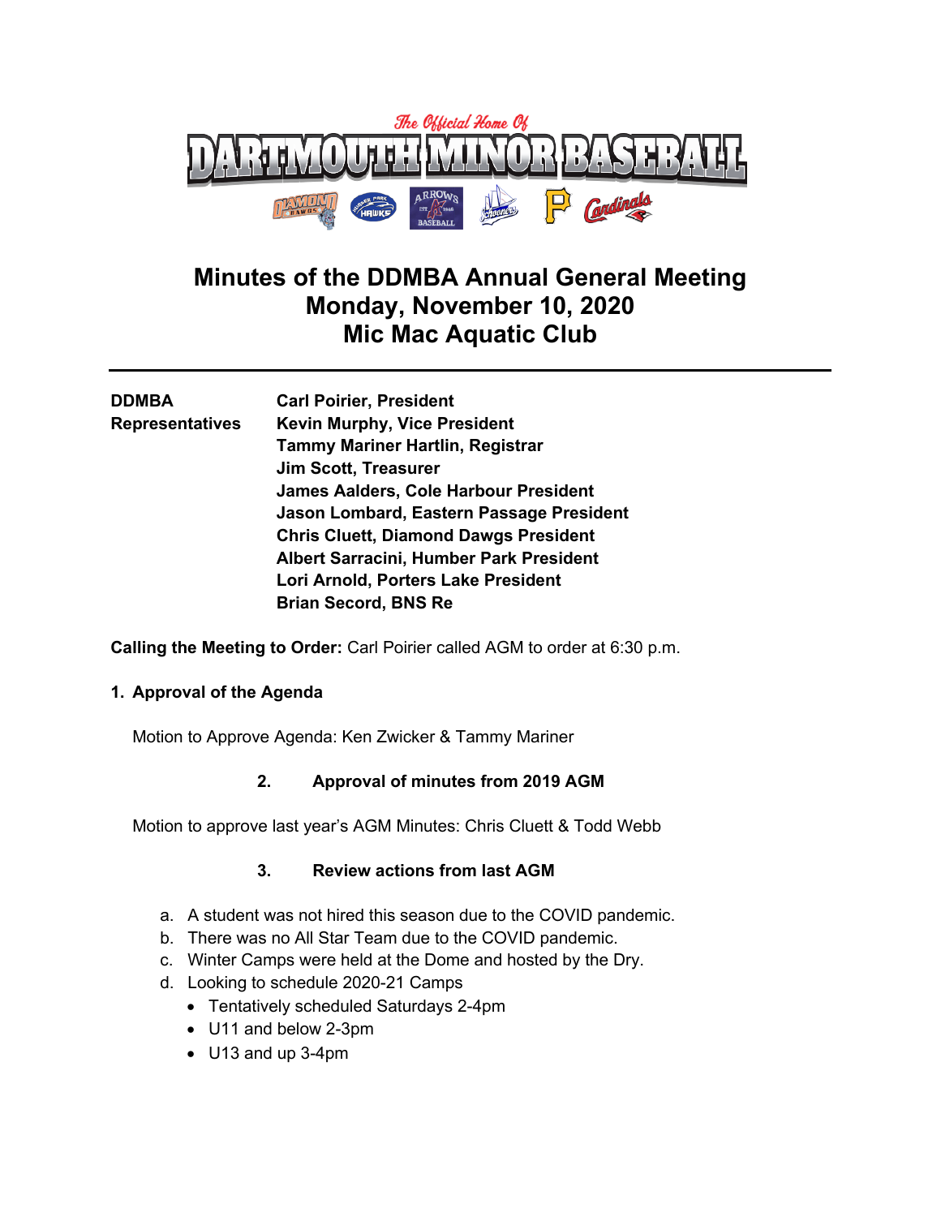# Minutes of the DDMBA Annual General Meeting
# Monday, November 10, 2020
# Mic Mac Aquatic Club

---

| **DDMBA Representatives** | **Carl Poirier, President** |
|---|---|
| | **Kevin Murphy, Vice President** |
| | **Tammy Mariner Hartlin, Registrar** |
| | **Jim Scott, Treasurer** |
| | **James Aalders, Cole Harbour President** |
| | **Jason Lombard, Eastern Passage President** |
| | **Chris Cluett, Diamond Dawgs President** |
| | **Albert Sarracini, Humber Park President** |
| | **Lori Arnold, Porters Lake President** |
| | **Brian Secord, BNS Re** |

**Calling the Meeting to Order:** Carl Poirier called AGM to order at 6:30 p.m.

**1. Approval of the Agenda**

Motion to Approve Agenda: Ken Zwicker & Tammy Mariner

**2. Approval of minutes from 2019 AGM**

Motion to approve last year's AGM Minutes: Chris Cluett & Todd Webb

**3. Review actions from last AGM**

a. A student was not hired this season due to the COVID pandemic.
b. There was no All Star Team due to the COVID pandemic.
c. Winter Camps were held at the Dome and hosted by the Dry.
d. Looking to schedule 2020-21 Camps
   - Tentatively scheduled Saturdays 2-4pm
   - U11 and below 2-3pm
   - U13 and up 3-4pm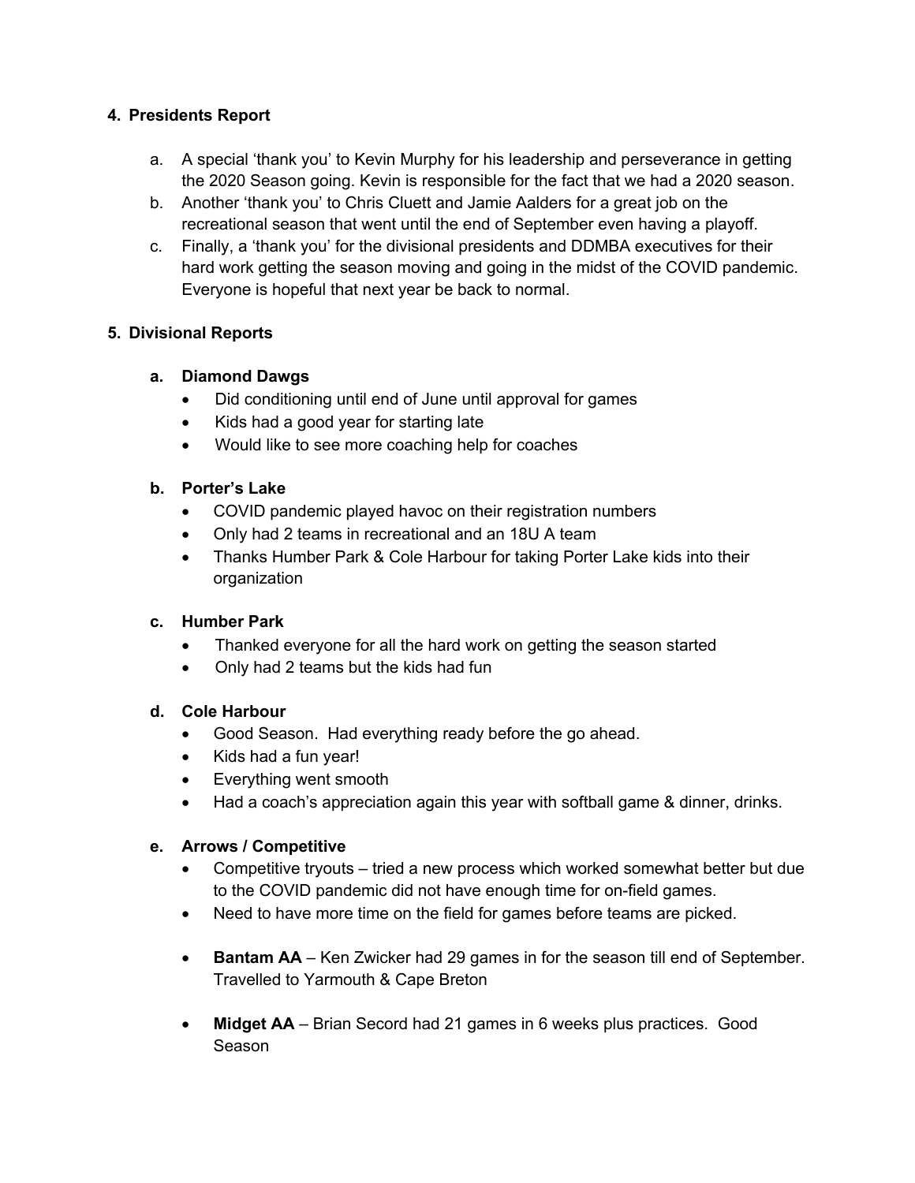## 4. Presidents Report

a. A special 'thank you' to Kevin Murphy for his leadership and perseverance in getting the 2020 Season going. Kevin is responsible for the fact that we had a 2020 season.

b. Another 'thank you' to Chris Cluett and Jamie Aalders for a great job on the recreational season that went until the end of September even having a playoff.

c. Finally, a 'thank you' for the divisional presidents and DDMBA executives for their hard work getting the season moving and going in the midst of the COVID pandemic. Everyone is hopeful that next year be back to normal.

## 5. Divisional Reports

### a. Diamond Dawgs

- Did conditioning until end of June until approval for games
- Kids had a good year for starting late
- Would like to see more coaching help for coaches

### b. Porter's Lake

- COVID pandemic played havoc on their registration numbers
- Only had 2 teams in recreational and an 18U A team
- Thanks Humber Park & Cole Harbour for taking Porter Lake kids into their organization

### c. Humber Park

- Thanked everyone for all the hard work on getting the season started
- Only had 2 teams but the kids had fun

### d. Cole Harbour

- Good Season. Had everything ready before the go ahead.
- Kids had a fun year!
- Everything went smooth
- Had a coach's appreciation again this year with softball game & dinner, drinks.

### e. Arrows / Competitive

- Competitive tryouts – tried a new process which worked somewhat better but due to the COVID pandemic did not have enough time for on-field games.
- Need to have more time on the field for games before teams are picked.

- **Bantam AA** – Ken Zwicker had 29 games in for the season till end of September. Travelled to Yarmouth & Cape Breton

- **Midget AA** – Brian Secord had 21 games in 6 weeks plus practices. Good Season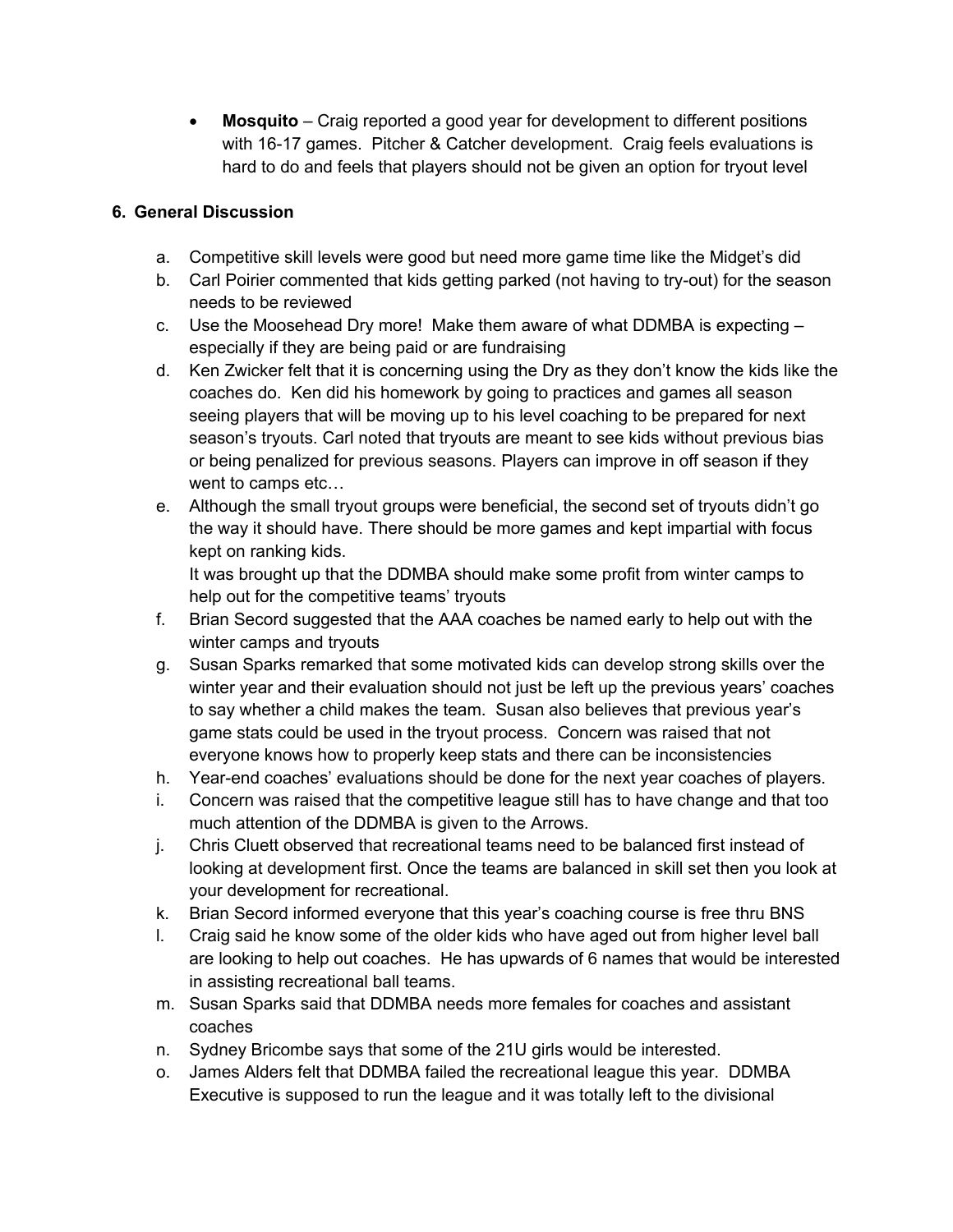- **Mosquito** – Craig reported a good year for development to different positions with 16-17 games. Pitcher & Catcher development. Craig feels evaluations is hard to do and feels that players should not be given an option for tryout level

## 6. General Discussion

a. Competitive skill levels were good but need more game time like the Midget's did
b. Carl Poirier commented that kids getting parked (not having to try-out) for the season needs to be reviewed
c. Use the Moosehead Dry more! Make them aware of what DDMBA is expecting – especially if they are being paid or are fundraising
d. Ken Zwicker felt that it is concerning using the Dry as they don't know the kids like the coaches do. Ken did his homework by going to practices and games all season seeing players that will be moving up to his level coaching to be prepared for next season's tryouts. Carl noted that tryouts are meant to see kids without previous bias or being penalized for previous seasons. Players can improve in off season if they went to camps etc…
e. Although the small tryout groups were beneficial, the second set of tryouts didn't go the way it should have. There should be more games and kept impartial with focus kept on ranking kids.
It was brought up that the DDMBA should make some profit from winter camps to help out for the competitive teams' tryouts
f. Brian Secord suggested that the AAA coaches be named early to help out with the winter camps and tryouts
g. Susan Sparks remarked that some motivated kids can develop strong skills over the winter year and their evaluation should not just be left up the previous years' coaches to say whether a child makes the team. Susan also believes that previous year's game stats could be used in the tryout process. Concern was raised that not everyone knows how to properly keep stats and there can be inconsistencies
h. Year-end coaches' evaluations should be done for the next year coaches of players.
i. Concern was raised that the competitive league still has to have change and that too much attention of the DDMBA is given to the Arrows.
j. Chris Cluett observed that recreational teams need to be balanced first instead of looking at development first. Once the teams are balanced in skill set then you look at your development for recreational.
k. Brian Secord informed everyone that this year's coaching course is free thru BNS
l. Craig said he know some of the older kids who have aged out from higher level ball are looking to help out coaches. He has upwards of 6 names that would be interested in assisting recreational ball teams.
m. Susan Sparks said that DDMBA needs more females for coaches and assistant coaches
n. Sydney Bricombe says that some of the 21U girls would be interested.
o. James Alders felt that DDMBA failed the recreational league this year. DDMBA Executive is supposed to run the league and it was totally left to the divisional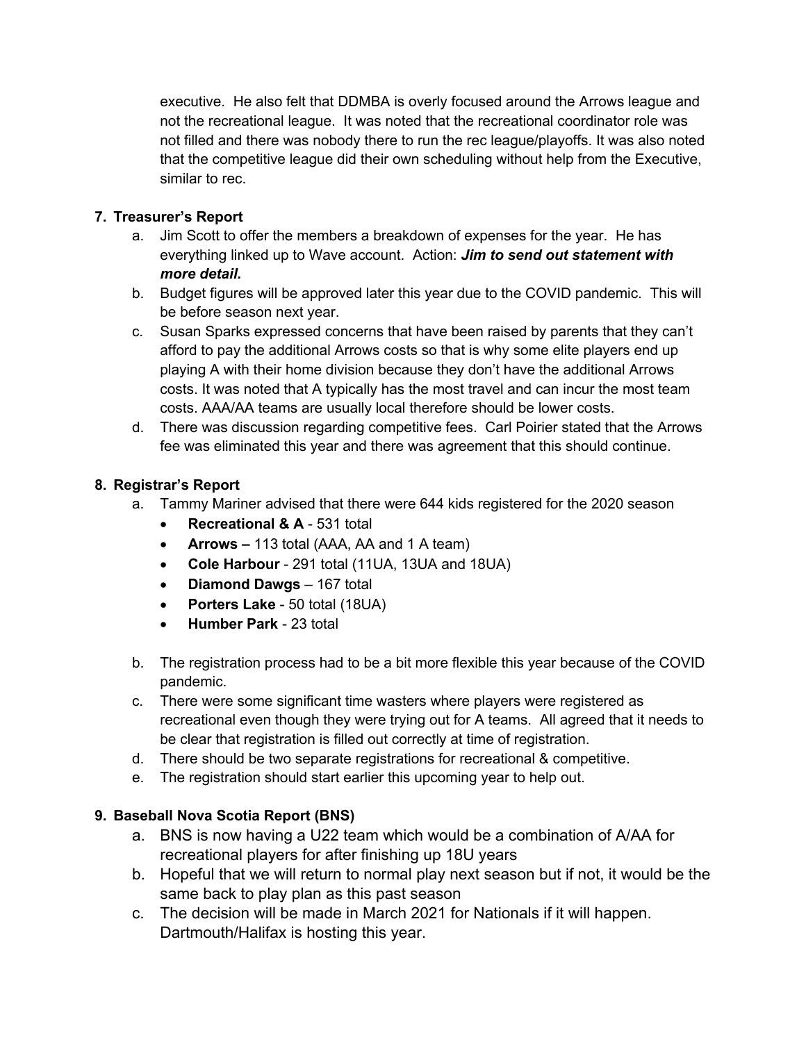executive. He also felt that DDMBA is overly focused around the Arrows league and not the recreational league. It was noted that the recreational coordinator role was not filled and there was nobody there to run the rec league/playoffs. It was also noted that the competitive league did their own scheduling without help from the Executive, similar to rec.

**7. Treasurer's Report**

a. Jim Scott to offer the members a breakdown of expenses for the year. He has everything linked up to Wave account. Action: ***Jim to send out statement with more detail.***

b. Budget figures will be approved later this year due to the COVID pandemic. This will be before season next year.

c. Susan Sparks expressed concerns that have been raised by parents that they can't afford to pay the additional Arrows costs so that is why some elite players end up playing A with their home division because they don't have the additional Arrows costs. It was noted that A typically has the most travel and can incur the most team costs. AAA/AA teams are usually local therefore should be lower costs.

d. There was discussion regarding competitive fees. Carl Poirier stated that the Arrows fee was eliminated this year and there was agreement that this should continue.

**8. Registrar's Report**

a. Tammy Mariner advised that there were 644 kids registered for the 2020 season
   - **Recreational & A** - 531 total
   - **Arrows –** 113 total (AAA, AA and 1 A team)
   - **Cole Harbour** - 291 total (11UA, 13UA and 18UA)
   - **Diamond Dawgs** – 167 total
   - **Porters Lake** - 50 total (18UA)
   - **Humber Park** - 23 total

b. The registration process had to be a bit more flexible this year because of the COVID pandemic.

c. There were some significant time wasters where players were registered as recreational even though they were trying out for A teams. All agreed that it needs to be clear that registration is filled out correctly at time of registration.

d. There should be two separate registrations for recreational & competitive.

e. The registration should start earlier this upcoming year to help out.

**9. Baseball Nova Scotia Report (BNS)**

a. BNS is now having a U22 team which would be a combination of A/AA for recreational players for after finishing up 18U years

b. Hopeful that we will return to normal play next season but if not, it would be the same back to play plan as this past season

c. The decision will be made in March 2021 for Nationals if it will happen. Dartmouth/Halifax is hosting this year.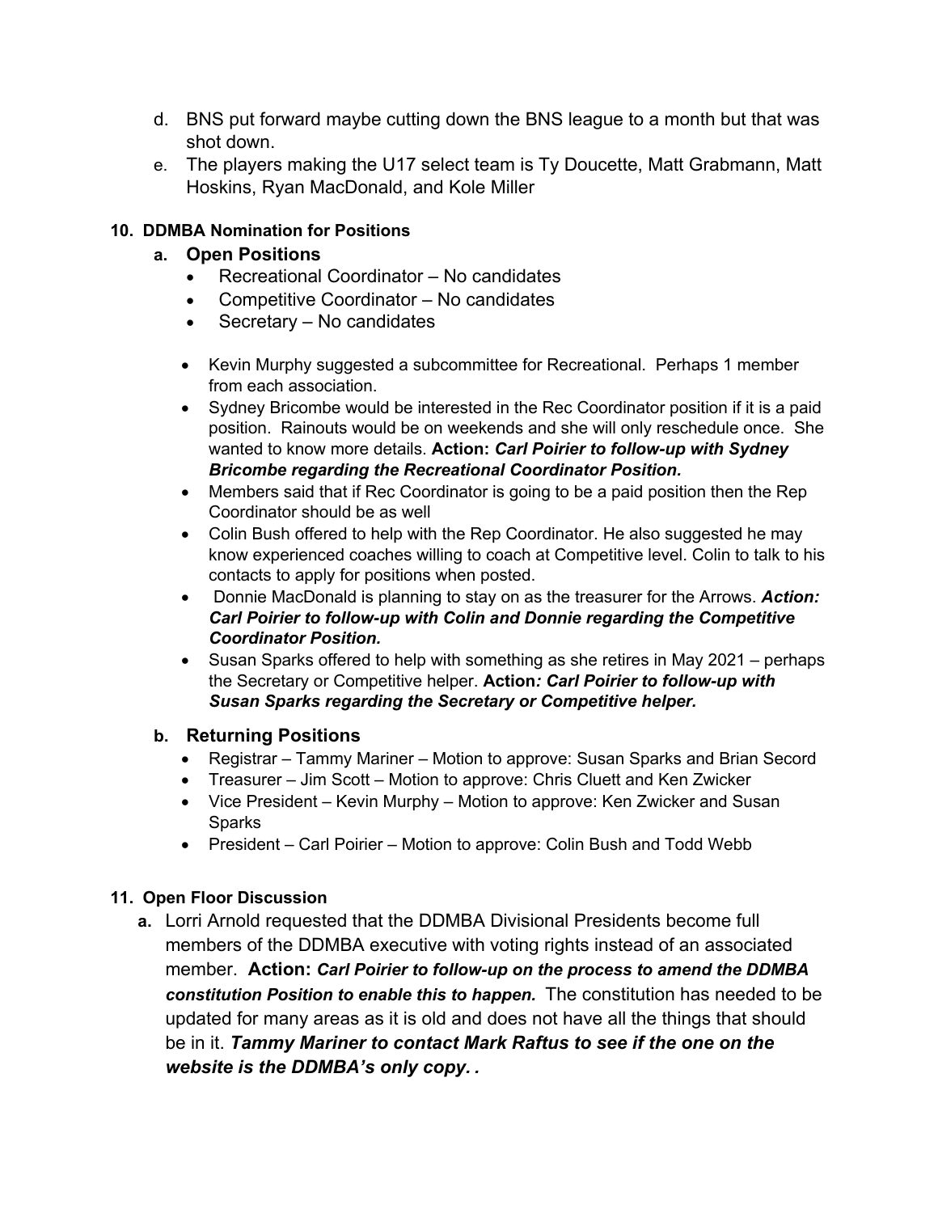d. BNS put forward maybe cutting down the BNS league to a month but that was shot down.

e. The players making the U17 select team is Ty Doucette, Matt Grabmann, Matt Hoskins, Ryan MacDonald, and Kole Miller

**10. DDMBA Nomination for Positions**

**a. Open Positions**

- Recreational Coordinator – No candidates
- Competitive Coordinator – No candidates
- Secretary – No candidates

- Kevin Murphy suggested a subcommittee for Recreational. Perhaps 1 member from each association.
- Sydney Bricombe would be interested in the Rec Coordinator position if it is a paid position. Rainouts would be on weekends and she will only reschedule once. She wanted to know more details. **Action:** ***Carl Poirier to follow-up with Sydney Bricombe regarding the Recreational Coordinator Position.***
- Members said that if Rec Coordinator is going to be a paid position then the Rep Coordinator should be as well
- Colin Bush offered to help with the Rep Coordinator. He also suggested he may know experienced coaches willing to coach at Competitive level. Colin to talk to his contacts to apply for positions when posted.
- Donnie MacDonald is planning to stay on as the treasurer for the Arrows. ***Action: Carl Poirier to follow-up with Colin and Donnie regarding the Competitive Coordinator Position.***
- Susan Sparks offered to help with something as she retires in May 2021 – perhaps the Secretary or Competitive helper. **Action*: Carl Poirier to follow-up with Susan Sparks regarding the Secretary or Competitive helper.***

**b. Returning Positions**

- Registrar – Tammy Mariner – Motion to approve: Susan Sparks and Brian Secord
- Treasurer – Jim Scott – Motion to approve: Chris Cluett and Ken Zwicker
- Vice President – Kevin Murphy – Motion to approve: Ken Zwicker and Susan Sparks
- President – Carl Poirier – Motion to approve: Colin Bush and Todd Webb

**11. Open Floor Discussion**

**a.** Lorri Arnold requested that the DDMBA Divisional Presidents become full members of the DDMBA executive with voting rights instead of an associated member. **Action:** ***Carl Poirier to follow-up on the process to amend the DDMBA constitution Position to enable this to happen.*** The constitution has needed to be updated for many areas as it is old and does not have all the things that should be in it. ***Tammy Mariner to contact Mark Raftus to see if the one on the website is the DDMBA's only copy. .***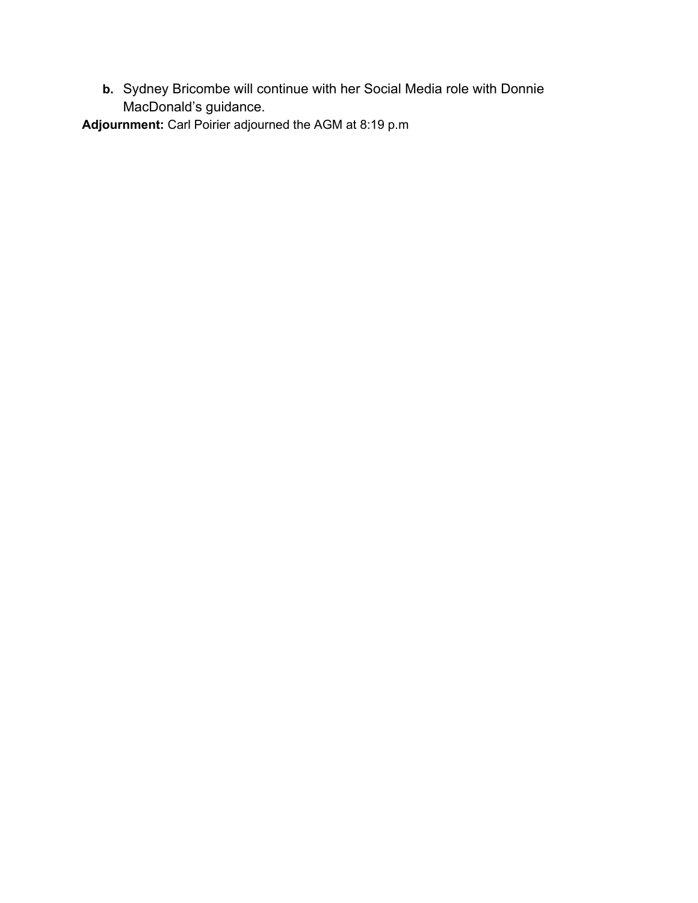b. Sydney Bricombe will continue with her Social Media role with Donnie MacDonald's guidance.

**Adjournment:** Carl Poirier adjourned the AGM at 8:19 p.m